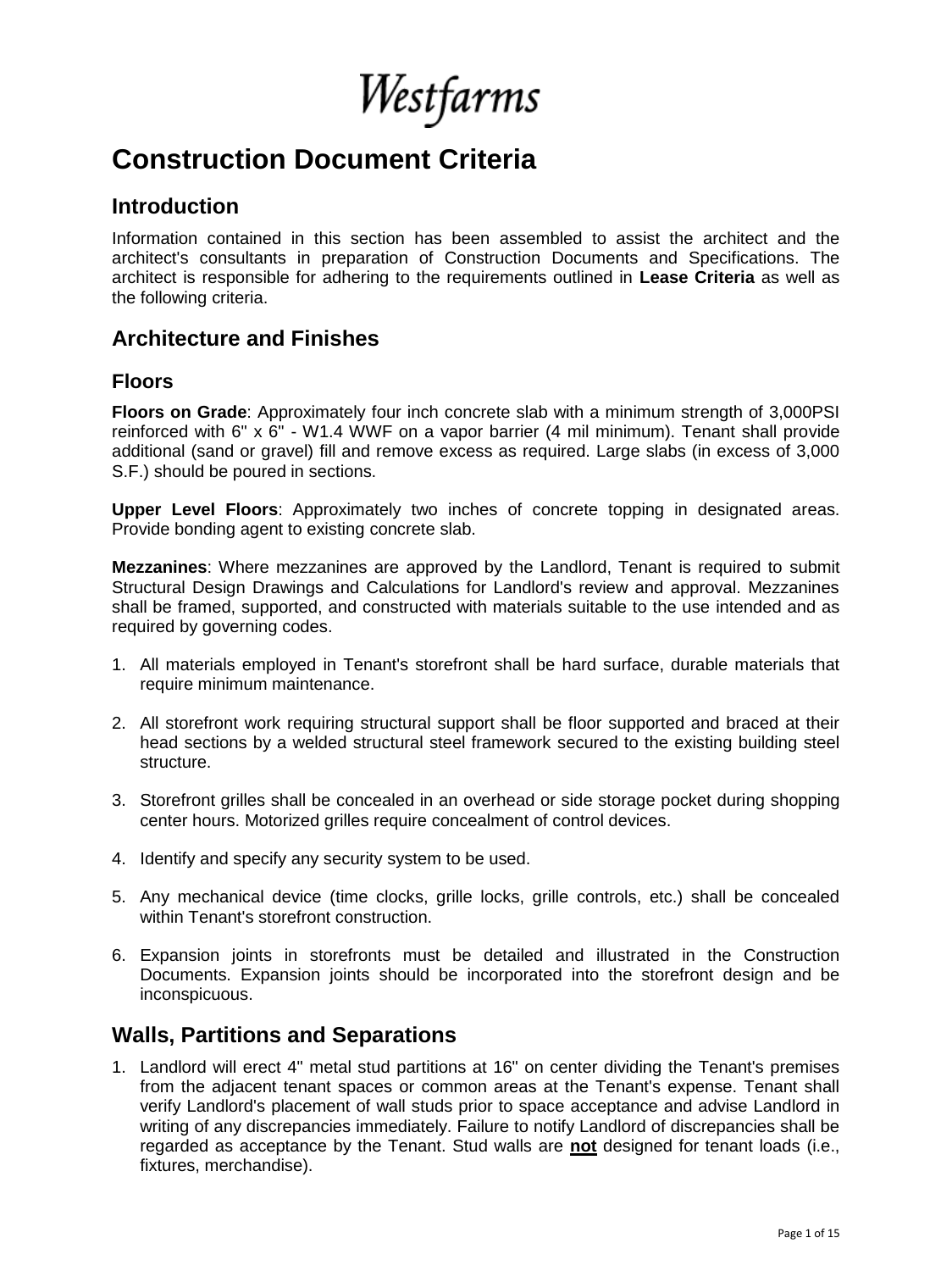Westfarms

# Construction Document Criteria

## Introduction

Information contained in this section has been assembled to assist the architect and the architect's consultants in preparation of Construction Documents and Specifications. The architect is responsible for adhering to the requirements outlined in **Lease Criteria** as well as the following criteria.

## Architecture and Finishes

### Floors

**Floors on Grade**: Approximately four inch concrete slab with a minimum strength of 3,000PSI reinforced with 6" x 6" - W1.4 WWF on a vapor barrier (4 mil minimum). Tenant shall provide additional (sand or gravel) fill and remove excess as required. Large slabs (in excess of 3,000 S.F.) should be poured in sections.

**Upper Level Floors**: Approximately two inches of concrete topping in designated areas. Provide bonding agent to existing concrete slab.

**Mezzanines**: Where mezzanines are approved by the Landlord, Tenant is required to submit Structural Design Drawings and Calculations for Landlord's review and approval. Mezzanines shall be framed, supported, and constructed with materials suitable to the use intended and as required by governing codes.

1. All materials employed in Tenant's storefront shall be hard surface, durable materials that require minimum maintenance.
2. All storefront work requiring structural support shall be floor supported and braced at their head sections by a welded structural steel framework secured to the existing building steel structure.
3. Storefront grilles shall be concealed in an overhead or side storage pocket during shopping center hours. Motorized grilles require concealment of control devices.
4. Identify and specify any security system to be used.
5. Any mechanical device (time clocks, grille locks, grille controls, etc.) shall be concealed within Tenant's storefront construction.
6. Expansion joints in storefronts must be detailed and illustrated in the Construction Documents. Expansion joints should be incorporated into the storefront design and be inconspicuous.

## Walls, Partitions and Separations

1. Landlord will erect 4" metal stud partitions at 16" on center dividing the Tenant's premises from the adjacent tenant spaces or common areas at the Tenant's expense. Tenant shall verify Landlord's placement of wall studs prior to space acceptance and advise Landlord in writing of any discrepancies immediately. Failure to notify Landlord of discrepancies shall be regarded as acceptance by the Tenant. Stud walls are **not** designed for tenant loads (i.e., fixtures, merchandise).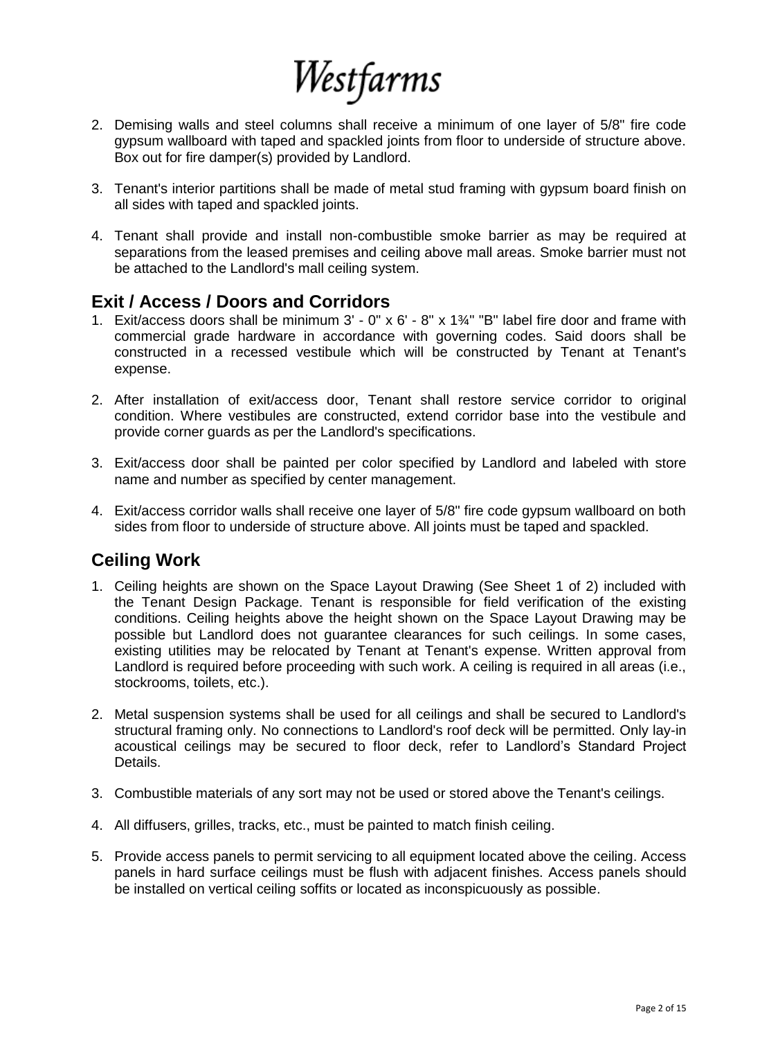2. Demising walls and steel columns shall receive a minimum of one layer of 5/8" fire code gypsum wallboard with taped and spackled joints from floor to underside of structure above. Box out for fire damper(s) provided by Landlord.

3. Tenant's interior partitions shall be made of metal stud framing with gypsum board finish on all sides with taped and spackled joints.

4. Tenant shall provide and install non-combustible smoke barrier as may be required at separations from the leased premises and ceiling above mall areas. Smoke barrier must not be attached to the Landlord's mall ceiling system.

## Exit / Access / Doors and Corridors

1. Exit/access doors shall be minimum 3' - 0" x 6' - 8" x 1¾" "B" label fire door and frame with commercial grade hardware in accordance with governing codes. Said doors shall be constructed in a recessed vestibule which will be constructed by Tenant at Tenant's expense.

2. After installation of exit/access door, Tenant shall restore service corridor to original condition. Where vestibules are constructed, extend corridor base into the vestibule and provide corner guards as per the Landlord's specifications.

3. Exit/access door shall be painted per color specified by Landlord and labeled with store name and number as specified by center management.

4. Exit/access corridor walls shall receive one layer of 5/8" fire code gypsum wallboard on both sides from floor to underside of structure above. All joints must be taped and spackled.

## Ceiling Work

1. Ceiling heights are shown on the Space Layout Drawing (See Sheet 1 of 2) included with the Tenant Design Package. Tenant is responsible for field verification of the existing conditions. Ceiling heights above the height shown on the Space Layout Drawing may be possible but Landlord does not guarantee clearances for such ceilings. In some cases, existing utilities may be relocated by Tenant at Tenant's expense. Written approval from Landlord is required before proceeding with such work. A ceiling is required in all areas (i.e., stockrooms, toilets, etc.).

2. Metal suspension systems shall be used for all ceilings and shall be secured to Landlord's structural framing only. No connections to Landlord's roof deck will be permitted. Only lay-in acoustical ceilings may be secured to floor deck, refer to Landlord's Standard Project Details.

3. Combustible materials of any sort may not be used or stored above the Tenant's ceilings.

4. All diffusers, grilles, tracks, etc., must be painted to match finish ceiling.

5. Provide access panels to permit servicing to all equipment located above the ceiling. Access panels in hard surface ceilings must be flush with adjacent finishes. Access panels should be installed on vertical ceiling soffits or located as inconspicuously as possible.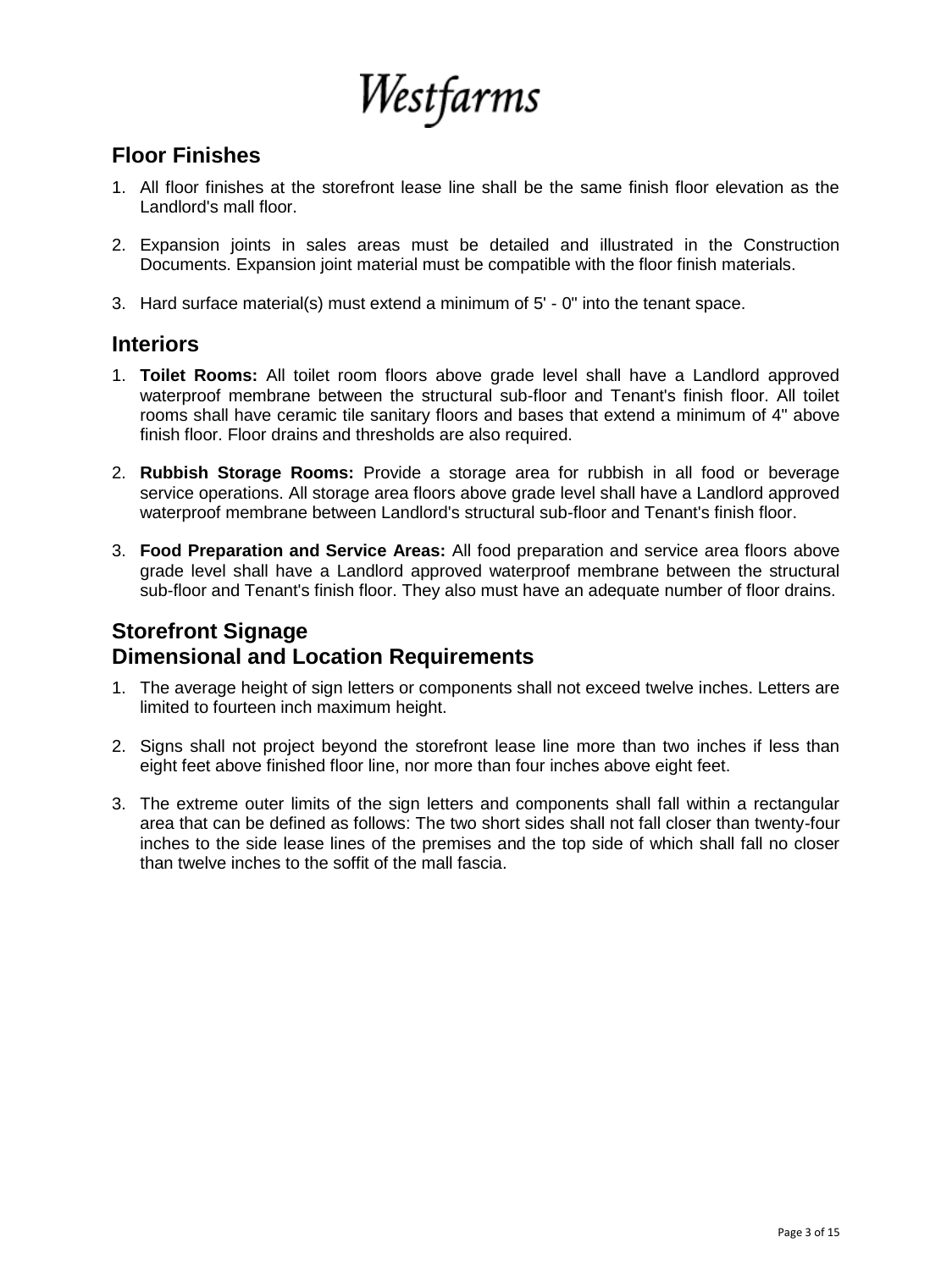## Floor Finishes

1. All floor finishes at the storefront lease line shall be the same finish floor elevation as the Landlord's mall floor.

2. Expansion joints in sales areas must be detailed and illustrated in the Construction Documents. Expansion joint material must be compatible with the floor finish materials.

3. Hard surface material(s) must extend a minimum of 5' - 0" into the tenant space.

## Interiors

1. **Toilet Rooms:** All toilet room floors above grade level shall have a Landlord approved waterproof membrane between the structural sub-floor and Tenant's finish floor. All toilet rooms shall have ceramic tile sanitary floors and bases that extend a minimum of 4" above finish floor. Floor drains and thresholds are also required.

2. **Rubbish Storage Rooms:** Provide a storage area for rubbish in all food or beverage service operations. All storage area floors above grade level shall have a Landlord approved waterproof membrane between Landlord's structural sub-floor and Tenant's finish floor.

3. **Food Preparation and Service Areas:** All food preparation and service area floors above grade level shall have a Landlord approved waterproof membrane between the structural sub-floor and Tenant's finish floor. They also must have an adequate number of floor drains.

## Storefront Signage
## Dimensional and Location Requirements

1. The average height of sign letters or components shall not exceed twelve inches. Letters are limited to fourteen inch maximum height.

2. Signs shall not project beyond the storefront lease line more than two inches if less than eight feet above finished floor line, nor more than four inches above eight feet.

3. The extreme outer limits of the sign letters and components shall fall within a rectangular area that can be defined as follows: The two short sides shall not fall closer than twenty-four inches to the side lease lines of the premises and the top side of which shall fall no closer than twelve inches to the soffit of the mall fascia.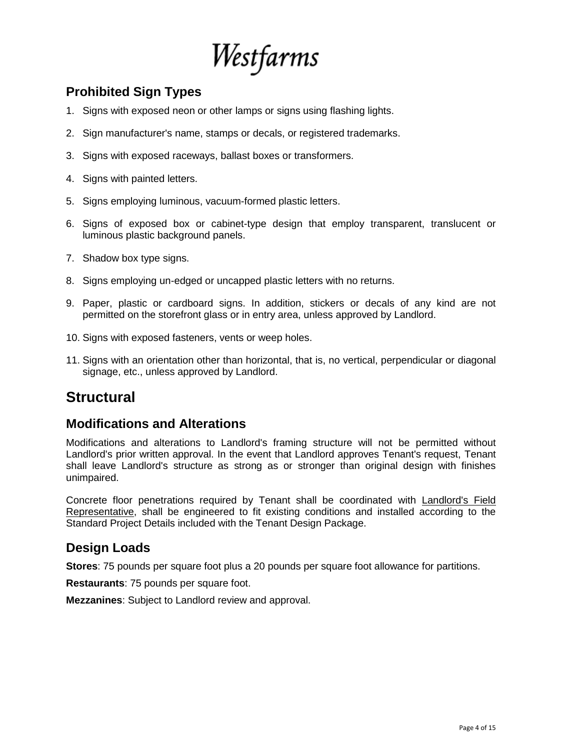## Prohibited Sign Types

1. Signs with exposed neon or other lamps or signs using flashing lights.
2. Sign manufacturer's name, stamps or decals, or registered trademarks.
3. Signs with exposed raceways, ballast boxes or transformers.
4. Signs with painted letters.
5. Signs employing luminous, vacuum-formed plastic letters.
6. Signs of exposed box or cabinet-type design that employ transparent, translucent or luminous plastic background panels.
7. Shadow box type signs.
8. Signs employing un-edged or uncapped plastic letters with no returns.
9. Paper, plastic or cardboard signs. In addition, stickers or decals of any kind are not permitted on the storefront glass or in entry area, unless approved by Landlord.
10. Signs with exposed fasteners, vents or weep holes.
11. Signs with an orientation other than horizontal, that is, no vertical, perpendicular or diagonal signage, etc., unless approved by Landlord.

# Structural

## Modifications and Alterations

Modifications and alterations to Landlord's framing structure will not be permitted without Landlord's prior written approval. In the event that Landlord approves Tenant's request, Tenant shall leave Landlord's structure as strong as or stronger than original design with finishes unimpaired.

Concrete floor penetrations required by Tenant shall be coordinated with Landlord's Field Representative, shall be engineered to fit existing conditions and installed according to the Standard Project Details included with the Tenant Design Package.

## Design Loads

**Stores**: 75 pounds per square foot plus a 20 pounds per square foot allowance for partitions.

**Restaurants**: 75 pounds per square foot.

**Mezzanines**: Subject to Landlord review and approval.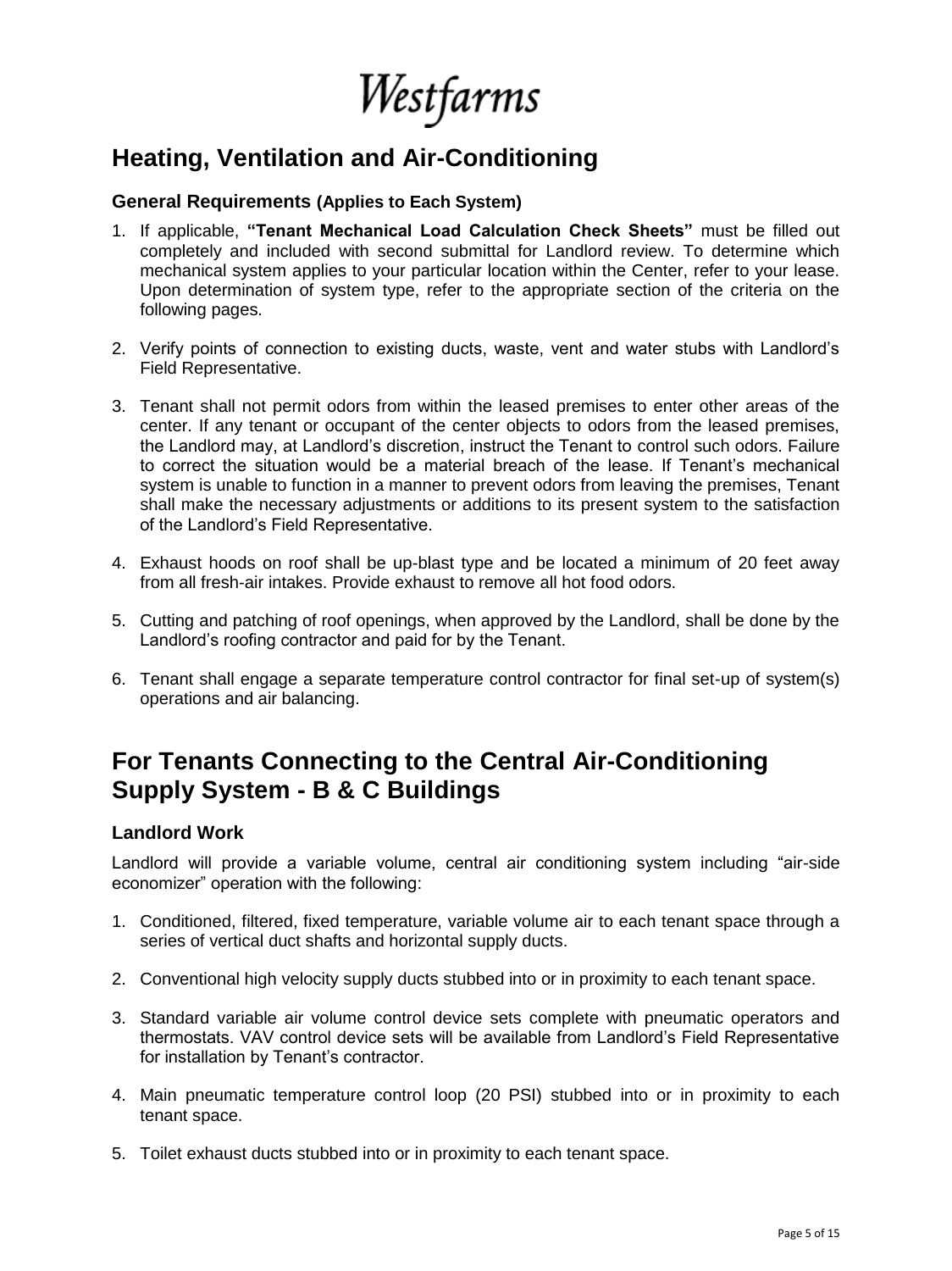# Heating, Ventilation and Air-Conditioning

### General Requirements (Applies to Each System)

1. If applicable, **"Tenant Mechanical Load Calculation Check Sheets"** must be filled out completely and included with second submittal for Landlord review. To determine which mechanical system applies to your particular location within the Center, refer to your lease. Upon determination of system type, refer to the appropriate section of the criteria on the following pages.

2. Verify points of connection to existing ducts, waste, vent and water stubs with Landlord's Field Representative.

3. Tenant shall not permit odors from within the leased premises to enter other areas of the center. If any tenant or occupant of the center objects to odors from the leased premises, the Landlord may, at Landlord's discretion, instruct the Tenant to control such odors. Failure to correct the situation would be a material breach of the lease. If Tenant's mechanical system is unable to function in a manner to prevent odors from leaving the premises, Tenant shall make the necessary adjustments or additions to its present system to the satisfaction of the Landlord's Field Representative.

4. Exhaust hoods on roof shall be up-blast type and be located a minimum of 20 feet away from all fresh-air intakes. Provide exhaust to remove all hot food odors.

5. Cutting and patching of roof openings, when approved by the Landlord, shall be done by the Landlord's roofing contractor and paid for by the Tenant.

6. Tenant shall engage a separate temperature control contractor for final set-up of system(s) operations and air balancing.

# For Tenants Connecting to the Central Air-Conditioning Supply System - B & C Buildings

### Landlord Work

Landlord will provide a variable volume, central air conditioning system including "air-side economizer" operation with the following:

1. Conditioned, filtered, fixed temperature, variable volume air to each tenant space through a series of vertical duct shafts and horizontal supply ducts.

2. Conventional high velocity supply ducts stubbed into or in proximity to each tenant space.

3. Standard variable air volume control device sets complete with pneumatic operators and thermostats. VAV control device sets will be available from Landlord's Field Representative for installation by Tenant's contractor.

4. Main pneumatic temperature control loop (20 PSI) stubbed into or in proximity to each tenant space.

5. Toilet exhaust ducts stubbed into or in proximity to each tenant space.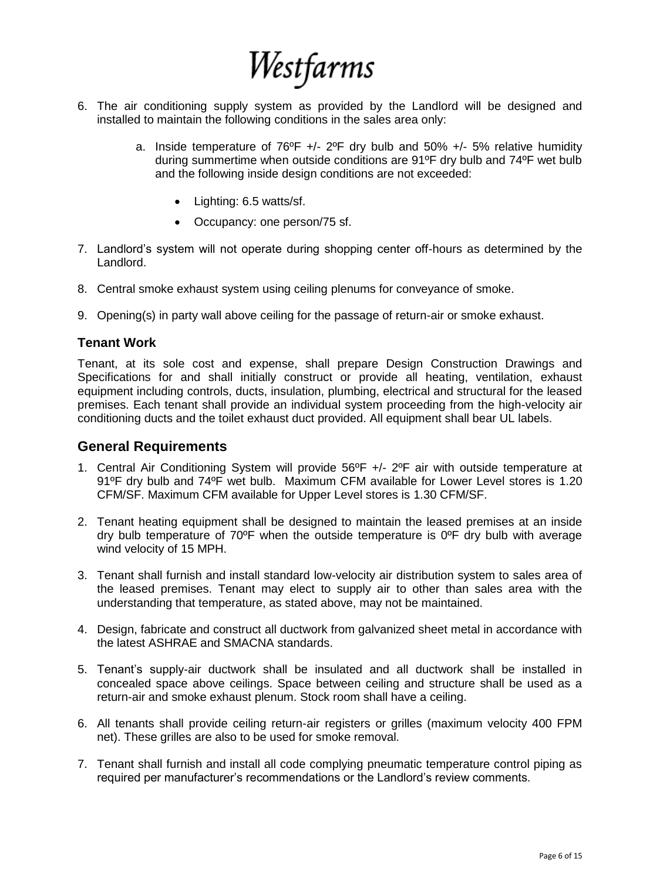6. The air conditioning supply system as provided by the Landlord will be designed and installed to maintain the following conditions in the sales area only:

   a. Inside temperature of 76ºF +/- 2ºF dry bulb and 50% +/- 5% relative humidity during summertime when outside conditions are 91ºF dry bulb and 74ºF wet bulb and the following inside design conditions are not exceeded:

      - Lighting: 6.5 watts/sf.
      - Occupancy: one person/75 sf.

7. Landlord's system will not operate during shopping center off-hours as determined by the Landlord.

8. Central smoke exhaust system using ceiling plenums for conveyance of smoke.

9. Opening(s) in party wall above ceiling for the passage of return-air or smoke exhaust.

### Tenant Work

Tenant, at its sole cost and expense, shall prepare Design Construction Drawings and Specifications for and shall initially construct or provide all heating, ventilation, exhaust equipment including controls, ducts, insulation, plumbing, electrical and structural for the leased premises. Each tenant shall provide an individual system proceeding from the high-velocity air conditioning ducts and the toilet exhaust duct provided. All equipment shall bear UL labels.

## General Requirements

1. Central Air Conditioning System will provide 56ºF +/- 2ºF air with outside temperature at 91ºF dry bulb and 74ºF wet bulb. Maximum CFM available for Lower Level stores is 1.20 CFM/SF. Maximum CFM available for Upper Level stores is 1.30 CFM/SF.

2. Tenant heating equipment shall be designed to maintain the leased premises at an inside dry bulb temperature of 70ºF when the outside temperature is 0ºF dry bulb with average wind velocity of 15 MPH.

3. Tenant shall furnish and install standard low-velocity air distribution system to sales area of the leased premises. Tenant may elect to supply air to other than sales area with the understanding that temperature, as stated above, may not be maintained.

4. Design, fabricate and construct all ductwork from galvanized sheet metal in accordance with the latest ASHRAE and SMACNA standards.

5. Tenant's supply-air ductwork shall be insulated and all ductwork shall be installed in concealed space above ceilings. Space between ceiling and structure shall be used as a return-air and smoke exhaust plenum. Stock room shall have a ceiling.

6. All tenants shall provide ceiling return-air registers or grilles (maximum velocity 400 FPM net). These grilles are also to be used for smoke removal.

7. Tenant shall furnish and install all code complying pneumatic temperature control piping as required per manufacturer's recommendations or the Landlord's review comments.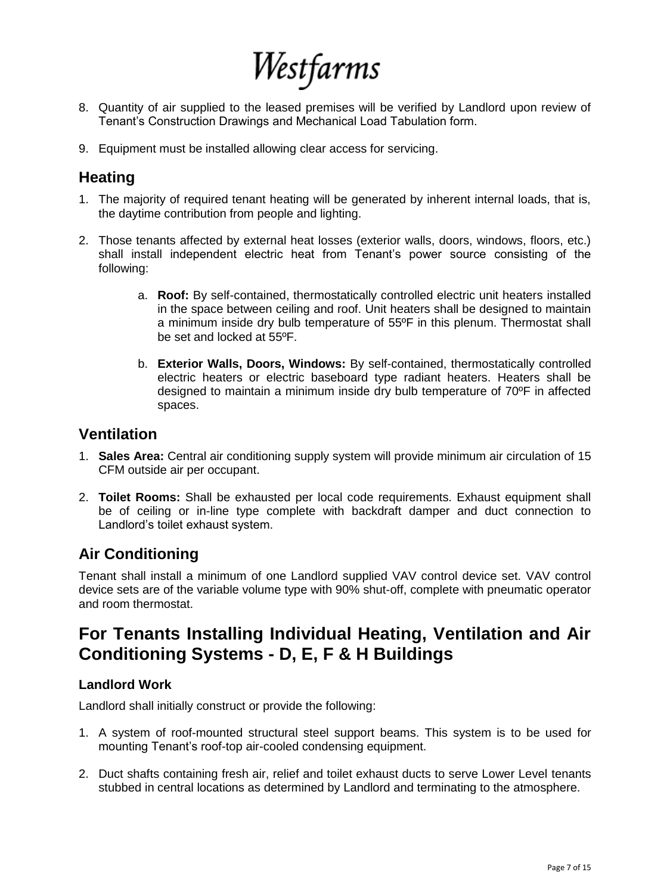8. Quantity of air supplied to the leased premises will be verified by Landlord upon review of Tenant's Construction Drawings and Mechanical Load Tabulation form.

9. Equipment must be installed allowing clear access for servicing.

## Heating

1. The majority of required tenant heating will be generated by inherent internal loads, that is, the daytime contribution from people and lighting.

2. Those tenants affected by external heat losses (exterior walls, doors, windows, floors, etc.) shall install independent electric heat from Tenant's power source consisting of the following:

    a. **Roof:** By self-contained, thermostatically controlled electric unit heaters installed in the space between ceiling and roof. Unit heaters shall be designed to maintain a minimum inside dry bulb temperature of 55ºF in this plenum. Thermostat shall be set and locked at 55ºF.

    b. **Exterior Walls, Doors, Windows:** By self-contained, thermostatically controlled electric heaters or electric baseboard type radiant heaters. Heaters shall be designed to maintain a minimum inside dry bulb temperature of 70ºF in affected spaces.

## Ventilation

1. **Sales Area:** Central air conditioning supply system will provide minimum air circulation of 15 CFM outside air per occupant.

2. **Toilet Rooms:** Shall be exhausted per local code requirements. Exhaust equipment shall be of ceiling or in-line type complete with backdraft damper and duct connection to Landlord's toilet exhaust system.

## Air Conditioning

Tenant shall install a minimum of one Landlord supplied VAV control device set. VAV control device sets are of the variable volume type with 90% shut-off, complete with pneumatic operator and room thermostat.

# For Tenants Installing Individual Heating, Ventilation and Air Conditioning Systems - D, E, F & H Buildings

### Landlord Work

Landlord shall initially construct or provide the following:

1. A system of roof-mounted structural steel support beams. This system is to be used for mounting Tenant's roof-top air-cooled condensing equipment.

2. Duct shafts containing fresh air, relief and toilet exhaust ducts to serve Lower Level tenants stubbed in central locations as determined by Landlord and terminating to the atmosphere.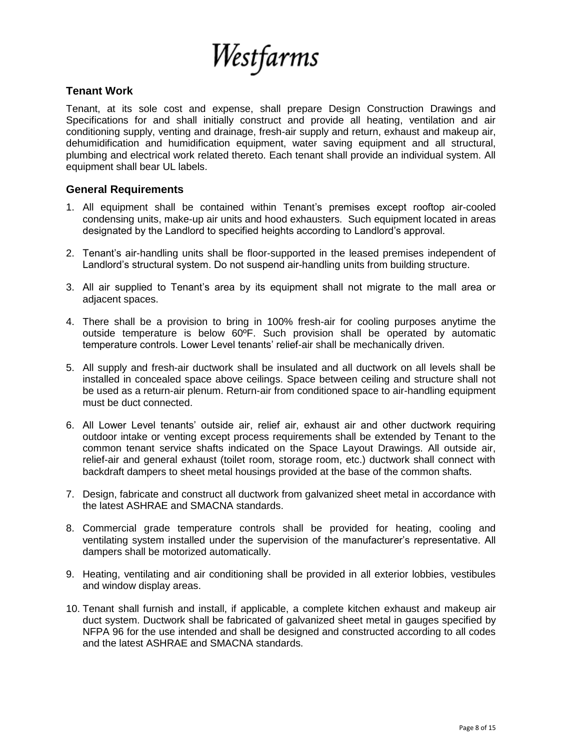# Westfarms

## Tenant Work

Tenant, at its sole cost and expense, shall prepare Design Construction Drawings and Specifications for and shall initially construct and provide all heating, ventilation and air conditioning supply, venting and drainage, fresh-air supply and return, exhaust and makeup air, dehumidification and humidification equipment, water saving equipment and all structural, plumbing and electrical work related thereto. Each tenant shall provide an individual system. All equipment shall bear UL labels.

## General Requirements

1. All equipment shall be contained within Tenant's premises except rooftop air-cooled condensing units, make-up air units and hood exhausters. Such equipment located in areas designated by the Landlord to specified heights according to Landlord's approval.
2. Tenant's air-handling units shall be floor-supported in the leased premises independent of Landlord's structural system. Do not suspend air-handling units from building structure.
3. All air supplied to Tenant's area by its equipment shall not migrate to the mall area or adjacent spaces.
4. There shall be a provision to bring in 100% fresh-air for cooling purposes anytime the outside temperature is below 60ºF. Such provision shall be operated by automatic temperature controls. Lower Level tenants' relief-air shall be mechanically driven.
5. All supply and fresh-air ductwork shall be insulated and all ductwork on all levels shall be installed in concealed space above ceilings. Space between ceiling and structure shall not be used as a return-air plenum. Return-air from conditioned space to air-handling equipment must be duct connected.
6. All Lower Level tenants' outside air, relief air, exhaust air and other ductwork requiring outdoor intake or venting except process requirements shall be extended by Tenant to the common tenant service shafts indicated on the Space Layout Drawings. All outside air, relief-air and general exhaust (toilet room, storage room, etc.) ductwork shall connect with backdraft dampers to sheet metal housings provided at the base of the common shafts.
7. Design, fabricate and construct all ductwork from galvanized sheet metal in accordance with the latest ASHRAE and SMACNA standards.
8. Commercial grade temperature controls shall be provided for heating, cooling and ventilating system installed under the supervision of the manufacturer's representative. All dampers shall be motorized automatically.
9. Heating, ventilating and air conditioning shall be provided in all exterior lobbies, vestibules and window display areas.
10. Tenant shall furnish and install, if applicable, a complete kitchen exhaust and makeup air duct system. Ductwork shall be fabricated of galvanized sheet metal in gauges specified by NFPA 96 for the use intended and shall be designed and constructed according to all codes and the latest ASHRAE and SMACNA standards.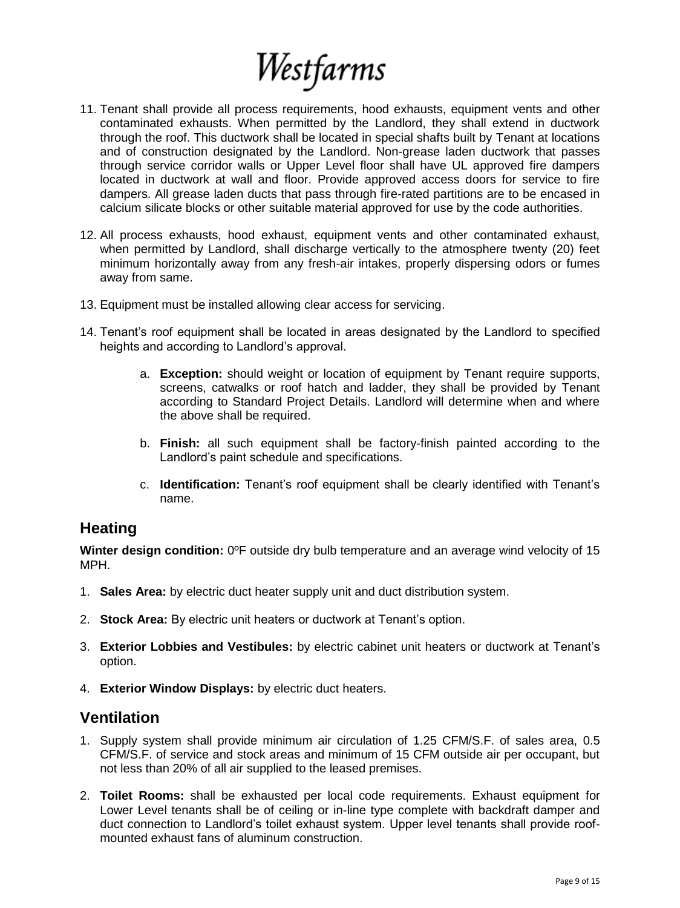11. Tenant shall provide all process requirements, hood exhausts, equipment vents and other contaminated exhausts. When permitted by the Landlord, they shall extend in ductwork through the roof. This ductwork shall be located in special shafts built by Tenant at locations and of construction designated by the Landlord. Non-grease laden ductwork that passes through service corridor walls or Upper Level floor shall have UL approved fire dampers located in ductwork at wall and floor. Provide approved access doors for service to fire dampers. All grease laden ducts that pass through fire-rated partitions are to be encased in calcium silicate blocks or other suitable material approved for use by the code authorities.

12. All process exhausts, hood exhaust, equipment vents and other contaminated exhaust, when permitted by Landlord, shall discharge vertically to the atmosphere twenty (20) feet minimum horizontally away from any fresh-air intakes, properly dispersing odors or fumes away from same.

13. Equipment must be installed allowing clear access for servicing.

14. Tenant's roof equipment shall be located in areas designated by the Landlord to specified heights and according to Landlord's approval.

    a. **Exception:** should weight or location of equipment by Tenant require supports, screens, catwalks or roof hatch and ladder, they shall be provided by Tenant according to Standard Project Details. Landlord will determine when and where the above shall be required.

    b. **Finish:** all such equipment shall be factory-finish painted according to the Landlord's paint schedule and specifications.

    c. **Identification:** Tenant's roof equipment shall be clearly identified with Tenant's name.

## Heating

**Winter design condition:** 0ºF outside dry bulb temperature and an average wind velocity of 15 MPH.

1. **Sales Area:** by electric duct heater supply unit and duct distribution system.
2. **Stock Area:** By electric unit heaters or ductwork at Tenant's option.
3. **Exterior Lobbies and Vestibules:** by electric cabinet unit heaters or ductwork at Tenant's option.
4. **Exterior Window Displays:** by electric duct heaters.

## Ventilation

1. Supply system shall provide minimum air circulation of 1.25 CFM/S.F. of sales area, 0.5 CFM/S.F. of service and stock areas and minimum of 15 CFM outside air per occupant, but not less than 20% of all air supplied to the leased premises.
2. **Toilet Rooms:** shall be exhausted per local code requirements. Exhaust equipment for Lower Level tenants shall be of ceiling or in-line type complete with backdraft damper and duct connection to Landlord's toilet exhaust system. Upper level tenants shall provide roof-mounted exhaust fans of aluminum construction.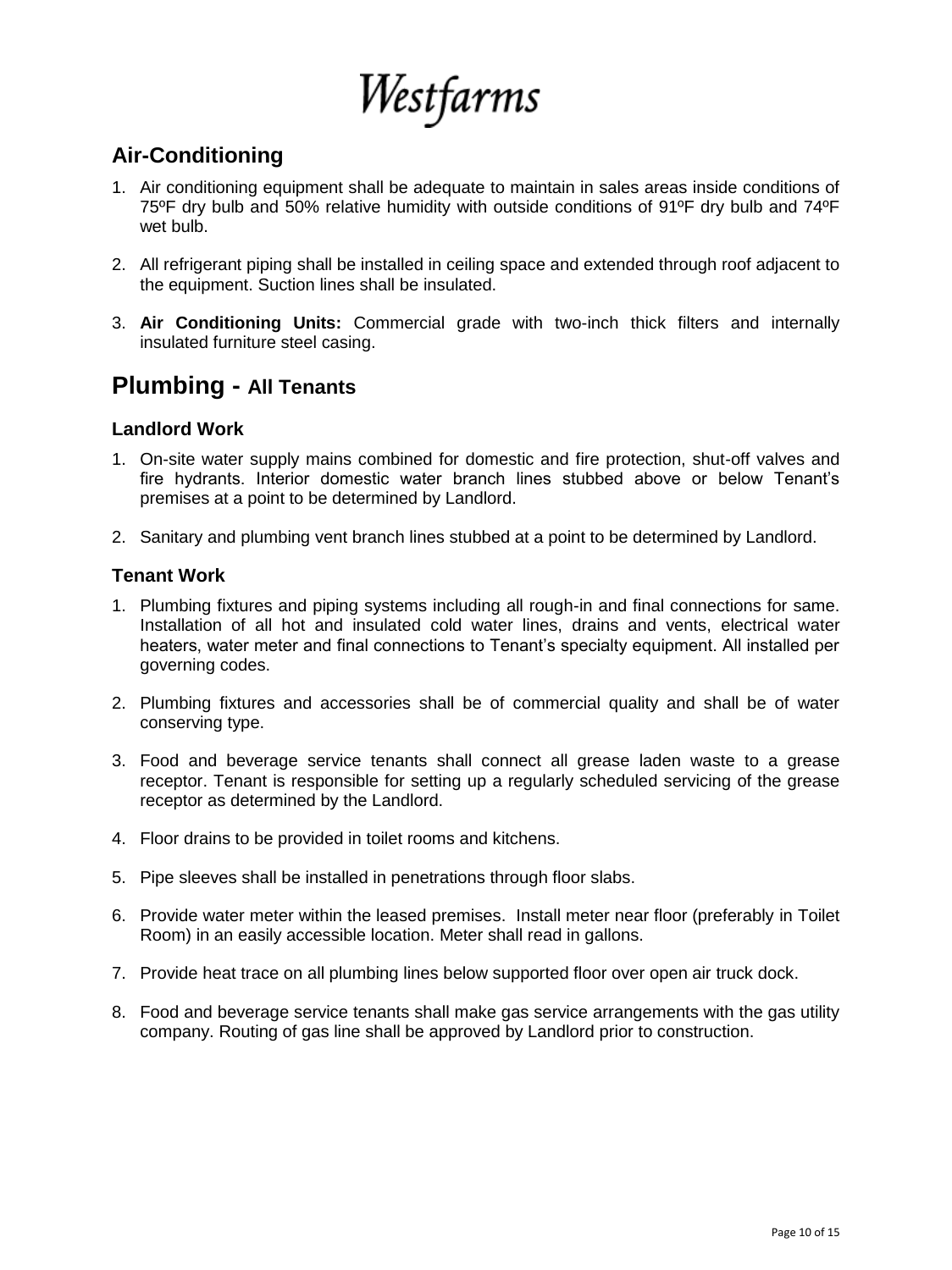## Air-Conditioning

1. Air conditioning equipment shall be adequate to maintain in sales areas inside conditions of 75ºF dry bulb and 50% relative humidity with outside conditions of 91ºF dry bulb and 74ºF wet bulb.

2. All refrigerant piping shall be installed in ceiling space and extended through roof adjacent to the equipment. Suction lines shall be insulated.

3. **Air Conditioning Units:** Commercial grade with two-inch thick filters and internally insulated furniture steel casing.

## Plumbing - All Tenants

### Landlord Work

1. On-site water supply mains combined for domestic and fire protection, shut-off valves and fire hydrants. Interior domestic water branch lines stubbed above or below Tenant's premises at a point to be determined by Landlord.

2. Sanitary and plumbing vent branch lines stubbed at a point to be determined by Landlord.

### Tenant Work

1. Plumbing fixtures and piping systems including all rough-in and final connections for same. Installation of all hot and insulated cold water lines, drains and vents, electrical water heaters, water meter and final connections to Tenant's specialty equipment. All installed per governing codes.

2. Plumbing fixtures and accessories shall be of commercial quality and shall be of water conserving type.

3. Food and beverage service tenants shall connect all grease laden waste to a grease receptor. Tenant is responsible for setting up a regularly scheduled servicing of the grease receptor as determined by the Landlord.

4. Floor drains to be provided in toilet rooms and kitchens.

5. Pipe sleeves shall be installed in penetrations through floor slabs.

6. Provide water meter within the leased premises. Install meter near floor (preferably in Toilet Room) in an easily accessible location. Meter shall read in gallons.

7. Provide heat trace on all plumbing lines below supported floor over open air truck dock.

8. Food and beverage service tenants shall make gas service arrangements with the gas utility company. Routing of gas line shall be approved by Landlord prior to construction.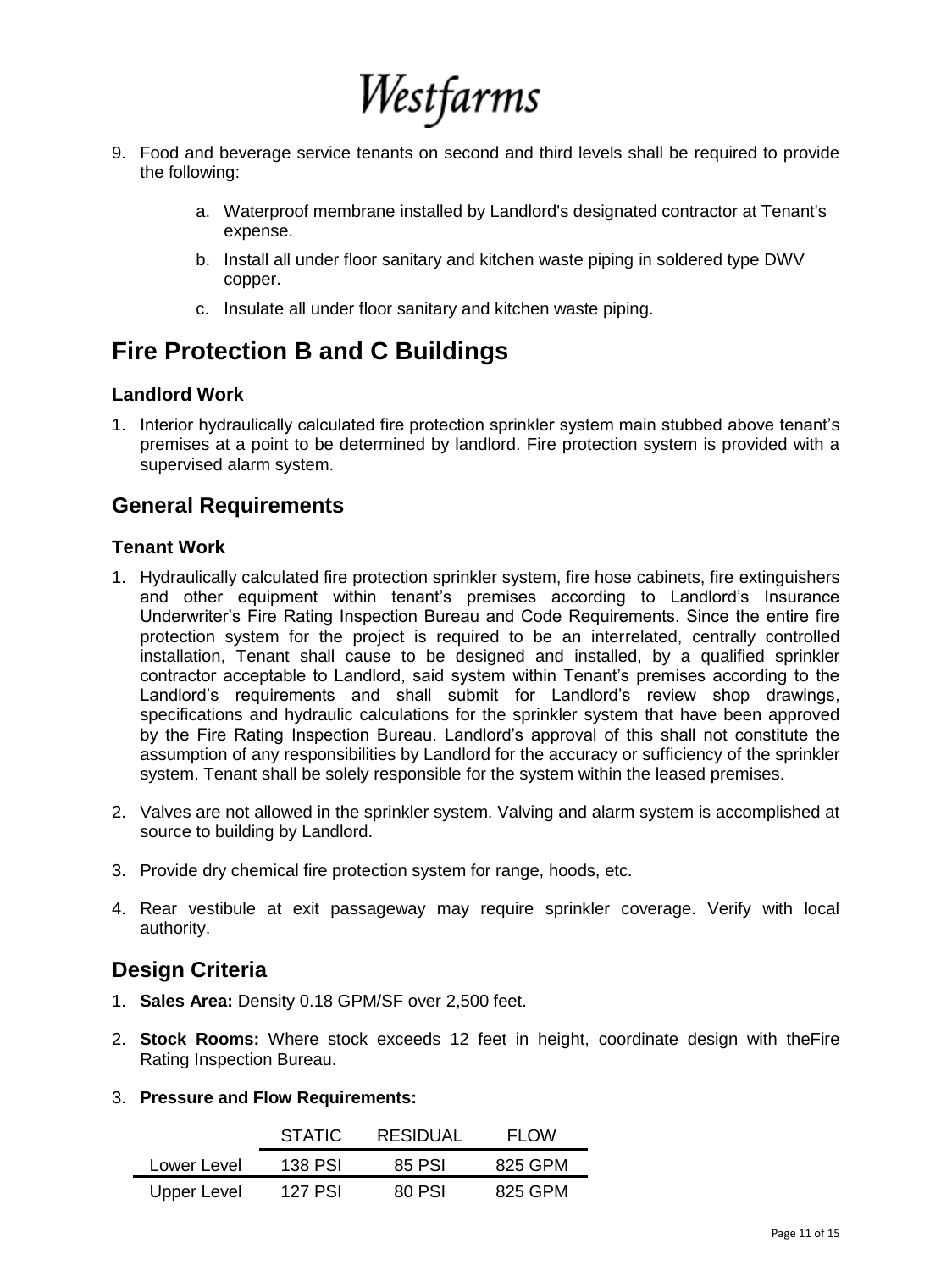9. Food and beverage service tenants on second and third levels shall be required to provide the following:

    a. Waterproof membrane installed by Landlord's designated contractor at Tenant's expense.

    b. Install all under floor sanitary and kitchen waste piping in soldered type DWV copper.

    c. Insulate all under floor sanitary and kitchen waste piping.

## Fire Protection B and C Buildings

### Landlord Work

1. Interior hydraulically calculated fire protection sprinkler system main stubbed above tenant's premises at a point to be determined by landlord. Fire protection system is provided with a supervised alarm system.

## General Requirements

### Tenant Work

1. Hydraulically calculated fire protection sprinkler system, fire hose cabinets, fire extinguishers and other equipment within tenant's premises according to Landlord's Insurance Underwriter's Fire Rating Inspection Bureau and Code Requirements. Since the entire fire protection system for the project is required to be an interrelated, centrally controlled installation, Tenant shall cause to be designed and installed, by a qualified sprinkler contractor acceptable to Landlord, said system within Tenant's premises according to the Landlord's requirements and shall submit for Landlord's review shop drawings, specifications and hydraulic calculations for the sprinkler system that have been approved by the Fire Rating Inspection Bureau. Landlord's approval of this shall not constitute the assumption of any responsibilities by Landlord for the accuracy or sufficiency of the sprinkler system. Tenant shall be solely responsible for the system within the leased premises.

2. Valves are not allowed in the sprinkler system. Valving and alarm system is accomplished at source to building by Landlord.

3. Provide dry chemical fire protection system for range, hoods, etc.

4. Rear vestibule at exit passageway may require sprinkler coverage. Verify with local authority.

## Design Criteria

1. **Sales Area:** Density 0.18 GPM/SF over 2,500 feet.

2. **Stock Rooms:** Where stock exceeds 12 feet in height, coordinate design with theFire Rating Inspection Bureau.

3. **Pressure and Flow Requirements:**

| | STATIC | RESIDUAL | FLOW |
|---|---|---|---|
| Lower Level | 138 PSI | 85 PSI | 825 GPM |
| Upper Level | 127 PSI | 80 PSI | 825 GPM |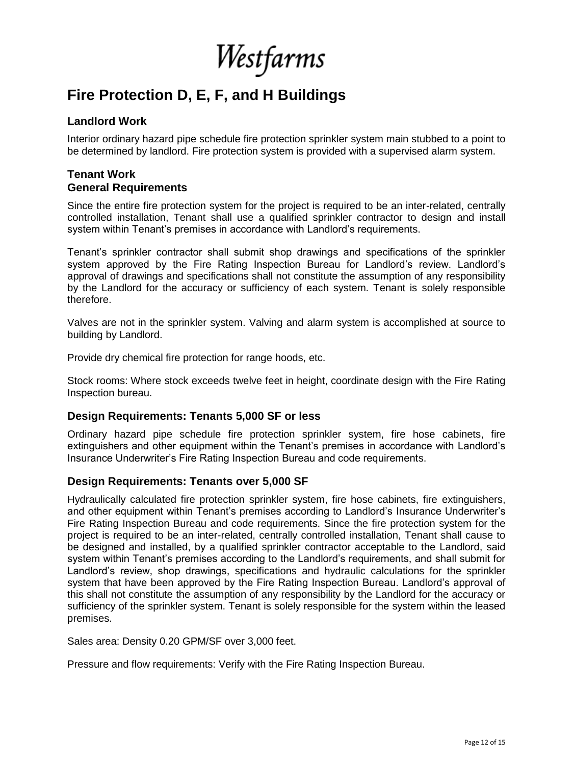Westfarms

# Fire Protection D, E, F, and H Buildings

### Landlord Work

Interior ordinary hazard pipe schedule fire protection sprinkler system main stubbed to a point to be determined by landlord. Fire protection system is provided with a supervised alarm system.

### Tenant Work
### General Requirements

Since the entire fire protection system for the project is required to be an inter-related, centrally controlled installation, Tenant shall use a qualified sprinkler contractor to design and install system within Tenant's premises in accordance with Landlord's requirements.

Tenant's sprinkler contractor shall submit shop drawings and specifications of the sprinkler system approved by the Fire Rating Inspection Bureau for Landlord's review. Landlord's approval of drawings and specifications shall not constitute the assumption of any responsibility by the Landlord for the accuracy or sufficiency of each system. Tenant is solely responsible therefore.

Valves are not in the sprinkler system. Valving and alarm system is accomplished at source to building by Landlord.

Provide dry chemical fire protection for range hoods, etc.

Stock rooms: Where stock exceeds twelve feet in height, coordinate design with the Fire Rating Inspection bureau.

### Design Requirements: Tenants 5,000 SF or less

Ordinary hazard pipe schedule fire protection sprinkler system, fire hose cabinets, fire extinguishers and other equipment within the Tenant's premises in accordance with Landlord's Insurance Underwriter's Fire Rating Inspection Bureau and code requirements.

### Design Requirements: Tenants over 5,000 SF

Hydraulically calculated fire protection sprinkler system, fire hose cabinets, fire extinguishers, and other equipment within Tenant's premises according to Landlord's Insurance Underwriter's Fire Rating Inspection Bureau and code requirements. Since the fire protection system for the project is required to be an inter-related, centrally controlled installation, Tenant shall cause to be designed and installed, by a qualified sprinkler contractor acceptable to the Landlord, said system within Tenant's premises according to the Landlord's requirements, and shall submit for Landlord's review, shop drawings, specifications and hydraulic calculations for the sprinkler system that have been approved by the Fire Rating Inspection Bureau. Landlord's approval of this shall not constitute the assumption of any responsibility by the Landlord for the accuracy or sufficiency of the sprinkler system. Tenant is solely responsible for the system within the leased premises.

Sales area: Density 0.20 GPM/SF over 3,000 feet.

Pressure and flow requirements: Verify with the Fire Rating Inspection Bureau.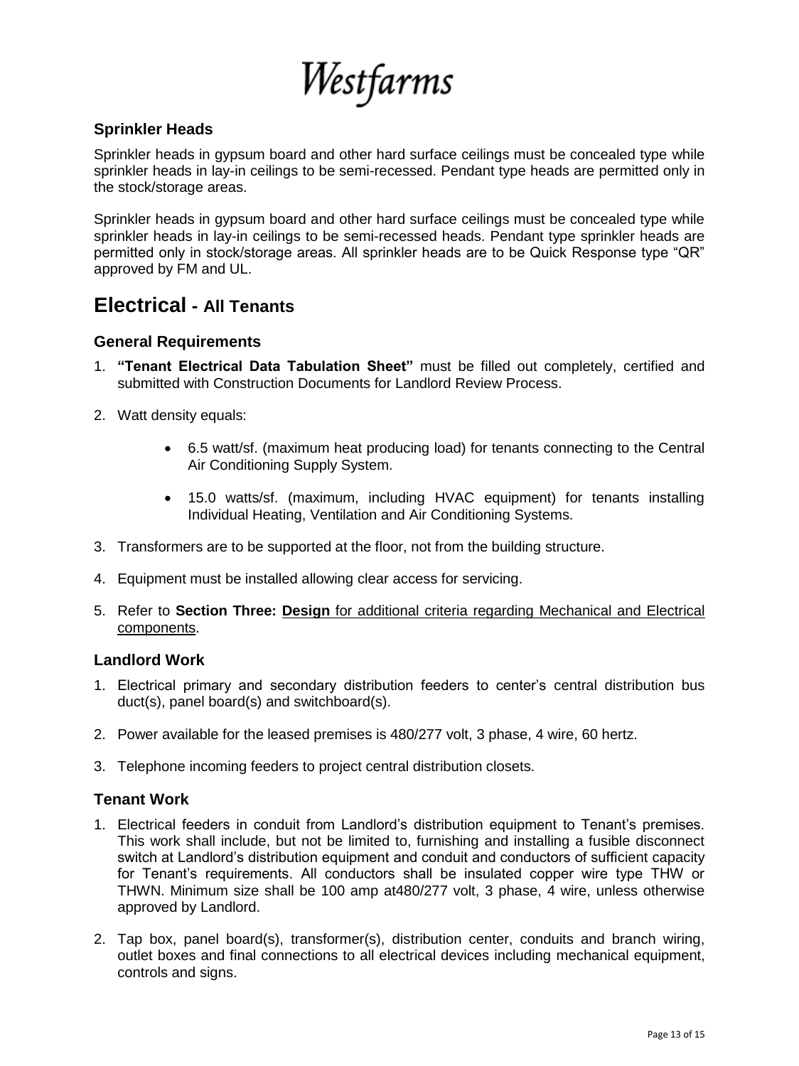### Sprinkler Heads

Sprinkler heads in gypsum board and other hard surface ceilings must be concealed type while sprinkler heads in lay-in ceilings to be semi-recessed. Pendant type heads are permitted only in the stock/storage areas.

Sprinkler heads in gypsum board and other hard surface ceilings must be concealed type while sprinkler heads in lay-in ceilings to be semi-recessed heads. Pendant type sprinkler heads are permitted only in stock/storage areas. All sprinkler heads are to be Quick Response type "QR" approved by FM and UL.

## Electrical - All Tenants

### General Requirements

1. **"Tenant Electrical Data Tabulation Sheet"** must be filled out completely, certified and submitted with Construction Documents for Landlord Review Process.

2. Watt density equals:

   - 6.5 watt/sf. (maximum heat producing load) for tenants connecting to the Central Air Conditioning Supply System.

   - 15.0 watts/sf. (maximum, including HVAC equipment) for tenants installing Individual Heating, Ventilation and Air Conditioning Systems.

3. Transformers are to be supported at the floor, not from the building structure.

4. Equipment must be installed allowing clear access for servicing.

5. Refer to **Section Three: Design** for additional criteria regarding Mechanical and Electrical components.

### Landlord Work

1. Electrical primary and secondary distribution feeders to center's central distribution bus duct(s), panel board(s) and switchboard(s).

2. Power available for the leased premises is 480/277 volt, 3 phase, 4 wire, 60 hertz.

3. Telephone incoming feeders to project central distribution closets.

### Tenant Work

1. Electrical feeders in conduit from Landlord's distribution equipment to Tenant's premises. This work shall include, but not be limited to, furnishing and installing a fusible disconnect switch at Landlord's distribution equipment and conduit and conductors of sufficient capacity for Tenant's requirements. All conductors shall be insulated copper wire type THW or THWN. Minimum size shall be 100 amp at480/277 volt, 3 phase, 4 wire, unless otherwise approved by Landlord.

2. Tap box, panel board(s), transformer(s), distribution center, conduits and branch wiring, outlet boxes and final connections to all electrical devices including mechanical equipment, controls and signs.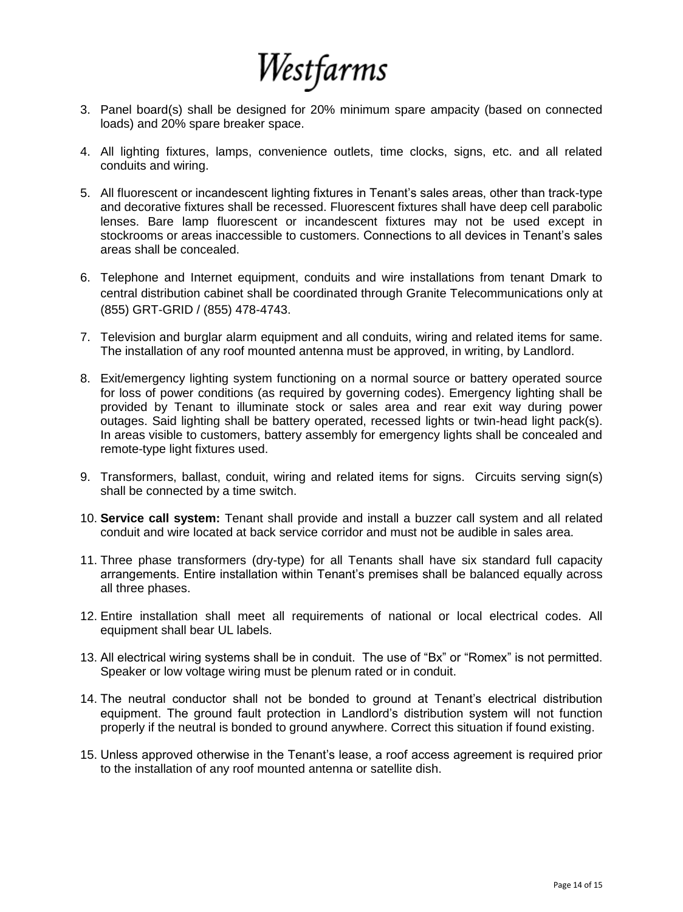3. Panel board(s) shall be designed for 20% minimum spare ampacity (based on connected loads) and 20% spare breaker space.

4. All lighting fixtures, lamps, convenience outlets, time clocks, signs, etc. and all related conduits and wiring.

5. All fluorescent or incandescent lighting fixtures in Tenant's sales areas, other than track-type and decorative fixtures shall be recessed. Fluorescent fixtures shall have deep cell parabolic lenses. Bare lamp fluorescent or incandescent fixtures may not be used except in stockrooms or areas inaccessible to customers. Connections to all devices in Tenant's sales areas shall be concealed.

6. Telephone and Internet equipment, conduits and wire installations from tenant Dmark to central distribution cabinet shall be coordinated through Granite Telecommunications only at (855) GRT-GRID / (855) 478-4743.

7. Television and burglar alarm equipment and all conduits, wiring and related items for same. The installation of any roof mounted antenna must be approved, in writing, by Landlord.

8. Exit/emergency lighting system functioning on a normal source or battery operated source for loss of power conditions (as required by governing codes). Emergency lighting shall be provided by Tenant to illuminate stock or sales area and rear exit way during power outages. Said lighting shall be battery operated, recessed lights or twin-head light pack(s). In areas visible to customers, battery assembly for emergency lights shall be concealed and remote-type light fixtures used.

9. Transformers, ballast, conduit, wiring and related items for signs. Circuits serving sign(s) shall be connected by a time switch.

10. **Service call system:** Tenant shall provide and install a buzzer call system and all related conduit and wire located at back service corridor and must not be audible in sales area.

11. Three phase transformers (dry-type) for all Tenants shall have six standard full capacity arrangements. Entire installation within Tenant's premises shall be balanced equally across all three phases.

12. Entire installation shall meet all requirements of national or local electrical codes. All equipment shall bear UL labels.

13. All electrical wiring systems shall be in conduit. The use of "Bx" or "Romex" is not permitted. Speaker or low voltage wiring must be plenum rated or in conduit.

14. The neutral conductor shall not be bonded to ground at Tenant's electrical distribution equipment. The ground fault protection in Landlord's distribution system will not function properly if the neutral is bonded to ground anywhere. Correct this situation if found existing.

15. Unless approved otherwise in the Tenant's lease, a roof access agreement is required prior to the installation of any roof mounted antenna or satellite dish.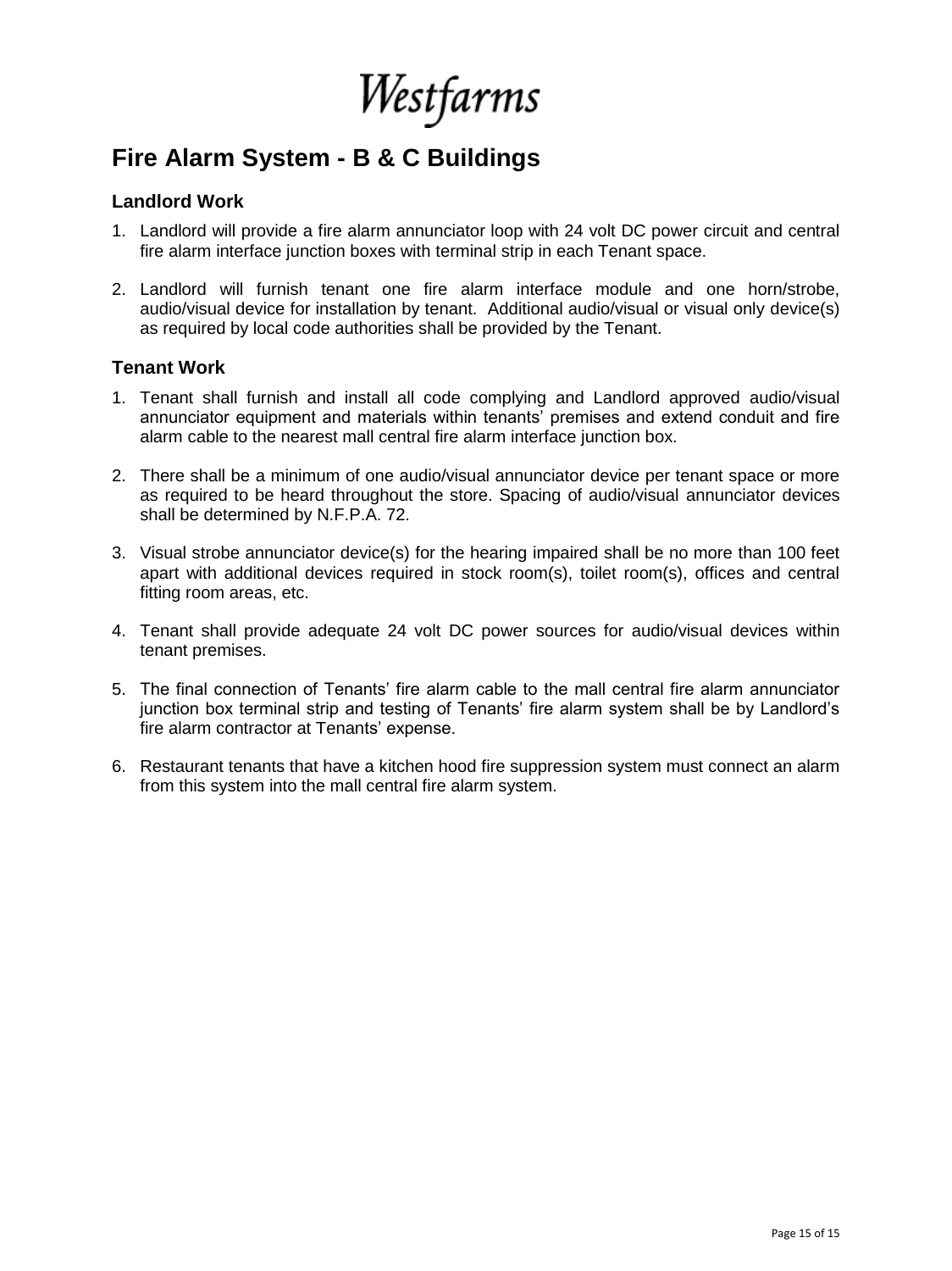Westfarms

# Fire Alarm System - B & C Buildings

## Landlord Work

1. Landlord will provide a fire alarm annunciator loop with 24 volt DC power circuit and central fire alarm interface junction boxes with terminal strip in each Tenant space.

2. Landlord will furnish tenant one fire alarm interface module and one horn/strobe, audio/visual device for installation by tenant. Additional audio/visual or visual only device(s) as required by local code authorities shall be provided by the Tenant.

## Tenant Work

1. Tenant shall furnish and install all code complying and Landlord approved audio/visual annunciator equipment and materials within tenants' premises and extend conduit and fire alarm cable to the nearest mall central fire alarm interface junction box.

2. There shall be a minimum of one audio/visual annunciator device per tenant space or more as required to be heard throughout the store. Spacing of audio/visual annunciator devices shall be determined by N.F.P.A. 72.

3. Visual strobe annunciator device(s) for the hearing impaired shall be no more than 100 feet apart with additional devices required in stock room(s), toilet room(s), offices and central fitting room areas, etc.

4. Tenant shall provide adequate 24 volt DC power sources for audio/visual devices within tenant premises.

5. The final connection of Tenants' fire alarm cable to the mall central fire alarm annunciator junction box terminal strip and testing of Tenants' fire alarm system shall be by Landlord's fire alarm contractor at Tenants' expense.

6. Restaurant tenants that have a kitchen hood fire suppression system must connect an alarm from this system into the mall central fire alarm system.